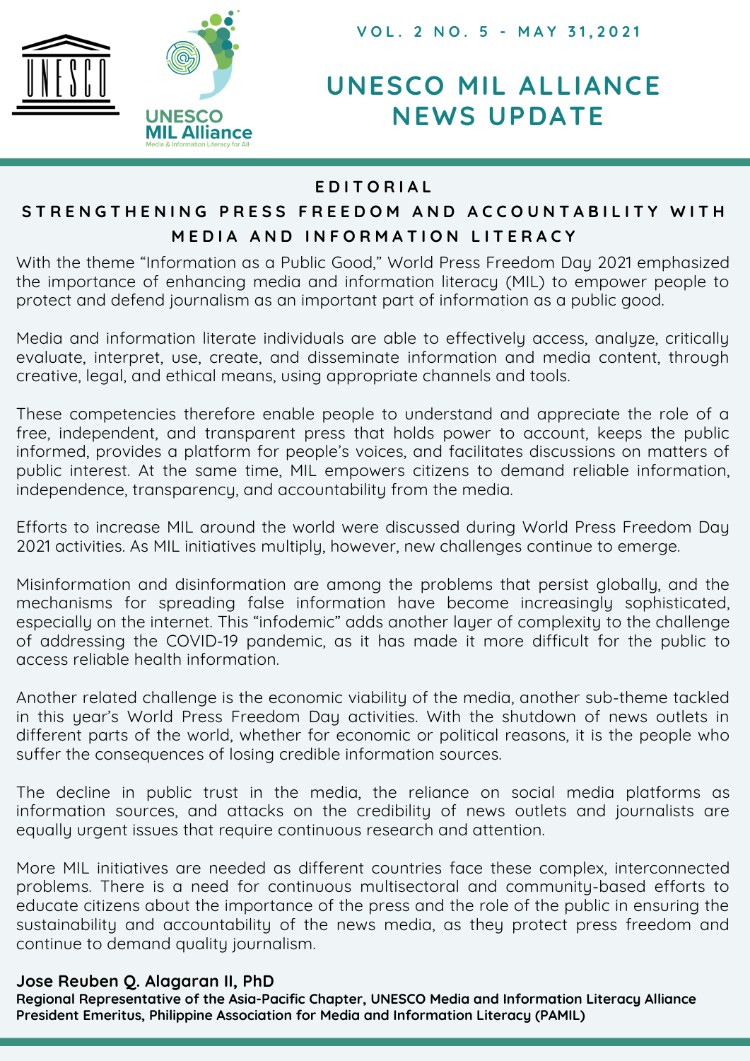VOL. 2 NO. 5 - MAY 31,2021

# UNESCO MIL ALLIANCE NEWS UPDATE

## EDITORIAL

## STRENGTHENING PRESS FREEDOM AND ACCOUNTABILITY WITH MEDIA AND INFORMATION LITERACY

With the theme "Information as a Public Good," World Press Freedom Day 2021 emphasized the importance of enhancing media and information literacy (MIL) to empower people to protect and defend journalism as an important part of information as a public good.

Media and information literate individuals are able to effectively access, analyze, critically evaluate, interpret, use, create, and disseminate information and media content, through creative, legal, and ethical means, using appropriate channels and tools.

These competencies therefore enable people to understand and appreciate the role of a free, independent, and transparent press that holds power to account, keeps the public informed, provides a platform for people's voices, and facilitates discussions on matters of public interest. At the same time, MIL empowers citizens to demand reliable information, independence, transparency, and accountability from the media.

Efforts to increase MIL around the world were discussed during World Press Freedom Day 2021 activities. As MIL initiatives multiply, however, new challenges continue to emerge.

Misinformation and disinformation are among the problems that persist globally, and the mechanisms for spreading false information have become increasingly sophisticated, especially on the internet. This "infodemic" adds another layer of complexity to the challenge of addressing the COVID-19 pandemic, as it has made it more difficult for the public to access reliable health information.

Another related challenge is the economic viability of the media, another sub-theme tackled in this year's World Press Freedom Day activities. With the shutdown of news outlets in different parts of the world, whether for economic or political reasons, it is the people who suffer the consequences of losing credible information sources.

The decline in public trust in the media, the reliance on social media platforms as information sources, and attacks on the credibility of news outlets and journalists are equally urgent issues that require continuous research and attention.

More MIL initiatives are needed as different countries face these complex, interconnected problems. There is a need for continuous multisectoral and community-based efforts to educate citizens about the importance of the press and the role of the public in ensuring the sustainability and accountability of the news media, as they protect press freedom and continue to demand quality journalism.

**Jose Reuben Q. Alagaran II, PhD**
**Regional Representative of the Asia-Pacific Chapter, UNESCO Media and Information Literacy Alliance**
**President Emeritus, Philippine Association for Media and Information Literacy (PAMIL)**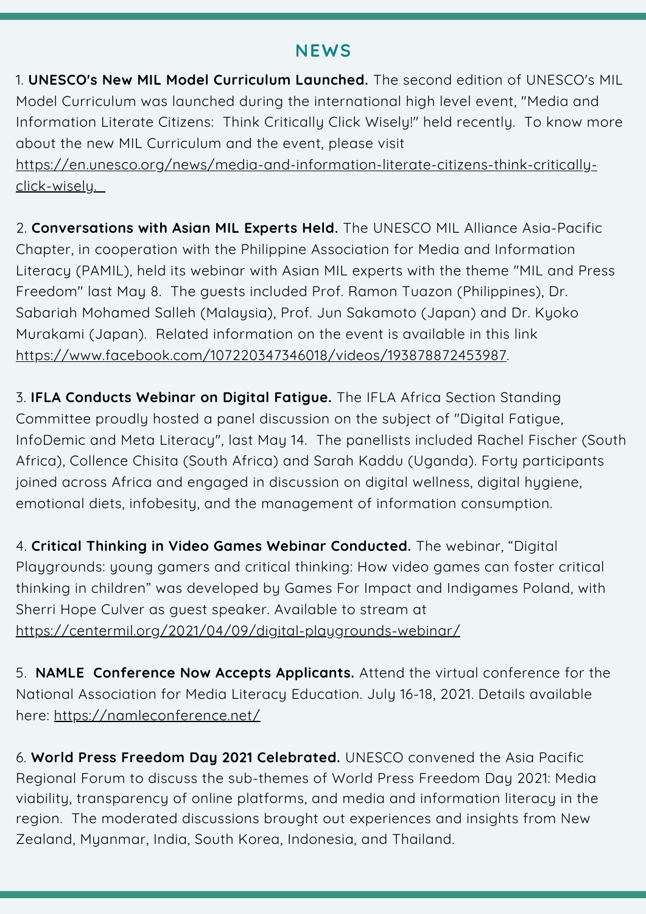## NEWS

1. **UNESCO's New MIL Model Curriculum Launched.** The second edition of UNESCO's MIL Model Curriculum was launched during the international high level event, "Media and Information Literate Citizens: Think Critically Click Wisely!" held recently. To know more about the new MIL Curriculum and the event, please visit https://en.unesco.org/news/media-and-information-literate-citizens-think-critically-click-wisely.

2. **Conversations with Asian MIL Experts Held.** The UNESCO MIL Alliance Asia-Pacific Chapter, in cooperation with the Philippine Association for Media and Information Literacy (PAMIL), held its webinar with Asian MIL experts with the theme "MIL and Press Freedom" last May 8. The guests included Prof. Ramon Tuazon (Philippines), Dr. Sabariah Mohamed Salleh (Malaysia), Prof. Jun Sakamoto (Japan) and Dr. Kyoko Murakami (Japan). Related information on the event is available in this link https://www.facebook.com/107220347346018/videos/193878872453987.

3. **IFLA Conducts Webinar on Digital Fatigue.** The IFLA Africa Section Standing Committee proudly hosted a panel discussion on the subject of "Digital Fatigue, InfoDemic and Meta Literacy", last May 14. The panellists included Rachel Fischer (South Africa), Collence Chisita (South Africa) and Sarah Kaddu (Uganda). Forty participants joined across Africa and engaged in discussion on digital wellness, digital hygiene, emotional diets, infobesity, and the management of information consumption.

4. **Critical Thinking in Video Games Webinar Conducted.** The webinar, "Digital Playgrounds: young gamers and critical thinking: How video games can foster critical thinking in children" was developed by Games For Impact and Indigames Poland, with Sherri Hope Culver as guest speaker. Available to stream at https://centermil.org/2021/04/09/digital-playgrounds-webinar/

5. **NAMLE Conference Now Accepts Applicants.** Attend the virtual conference for the National Association for Media Literacy Education. July 16-18, 2021. Details available here: https://namleconference.net/

6. **World Press Freedom Day 2021 Celebrated.** UNESCO convened the Asia Pacific Regional Forum to discuss the sub-themes of World Press Freedom Day 2021: Media viability, transparency of online platforms, and media and information literacy in the region. The moderated discussions brought out experiences and insights from New Zealand, Myanmar, India, South Korea, Indonesia, and Thailand.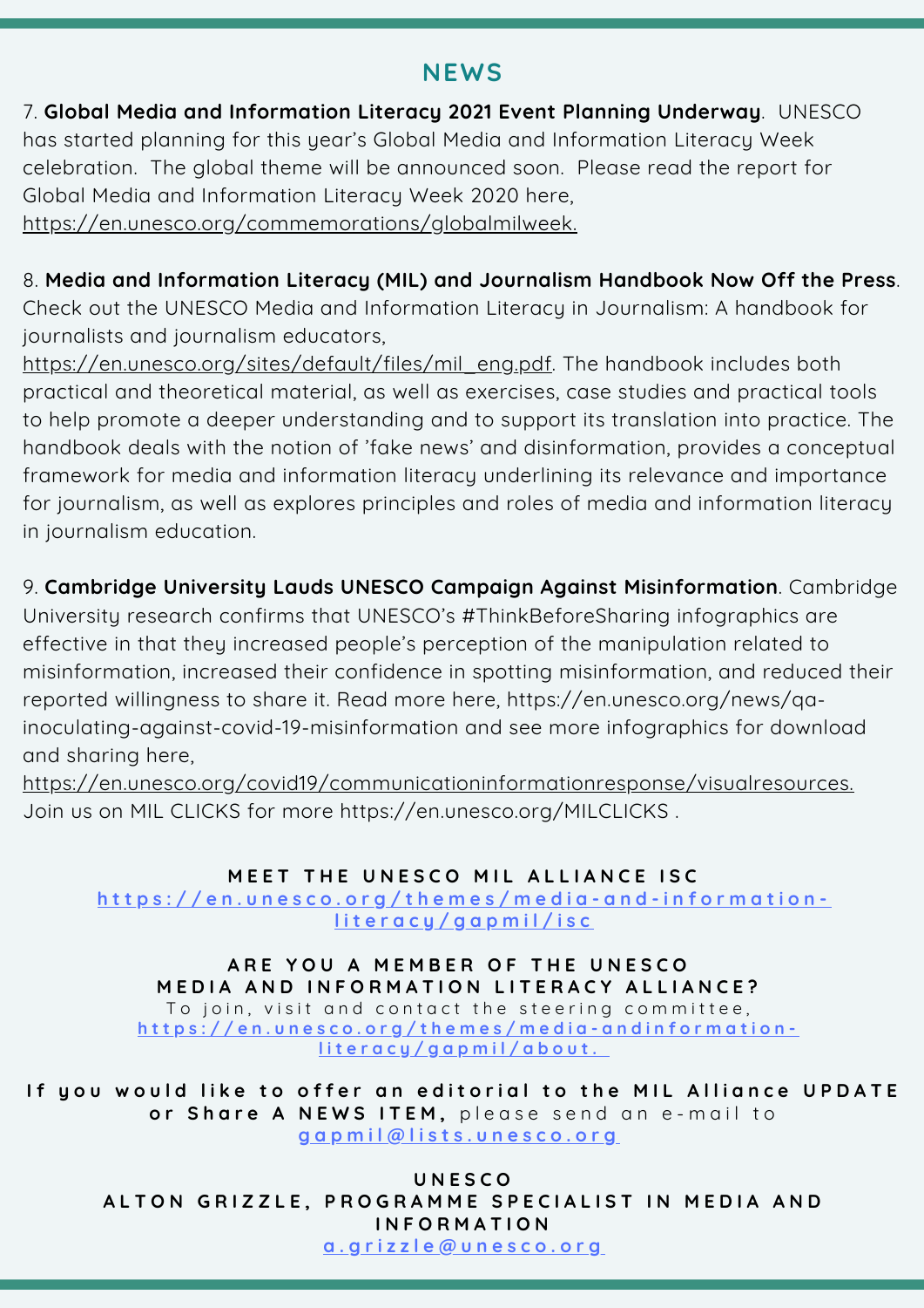## NEWS

7. **Global Media and Information Literacy 2021 Event Planning Underway**. UNESCO has started planning for this year's Global Media and Information Literacy Week celebration. The global theme will be announced soon. Please read the report for Global Media and Information Literacy Week 2020 here, https://en.unesco.org/commemorations/globalmilweek.

8. **Media and Information Literacy (MIL) and Journalism Handbook Now Off the Press**. Check out the UNESCO Media and Information Literacy in Journalism: A handbook for journalists and journalism educators, https://en.unesco.org/sites/default/files/mil_eng.pdf. The handbook includes both practical and theoretical material, as well as exercises, case studies and practical tools to help promote a deeper understanding and to support its translation into practice. The handbook deals with the notion of 'fake news' and disinformation, provides a conceptual framework for media and information literacy underlining its relevance and importance for journalism, as well as explores principles and roles of media and information literacy in journalism education.

9. **Cambridge University Lauds UNESCO Campaign Against Misinformation**. Cambridge University research confirms that UNESCO's #ThinkBeforeSharing infographics are effective in that they increased people's perception of the manipulation related to misinformation, increased their confidence in spotting misinformation, and reduced their reported willingness to share it. Read more here, https://en.unesco.org/news/qa-inoculating-against-covid-19-misinformation and see more infographics for download and sharing here, https://en.unesco.org/covid19/communicationinformationresponse/visualresources. Join us on MIL CLICKS for more https://en.unesco.org/MILCLICKS .

**MEET THE UNESCO MIL ALLIANCE ISC**
https://en.unesco.org/themes/media-and-information-literacy/gapmil/isc

**ARE YOU A MEMBER OF THE UNESCO MEDIA AND INFORMATION LITERACY ALLIANCE?**
To join, visit and contact the steering committee, https://en.unesco.org/themes/media-andinformation-literacy/gapmil/about.

**If you would like to offer an editorial to the MIL Alliance UPDATE or Share A NEWS ITEM,** please send an e-mail to gapmil@lists.unesco.org

**UNESCO**
**ALTON GRIZZLE, PROGRAMME SPECIALIST IN MEDIA AND INFORMATION**
a.grizzle@unesco.org